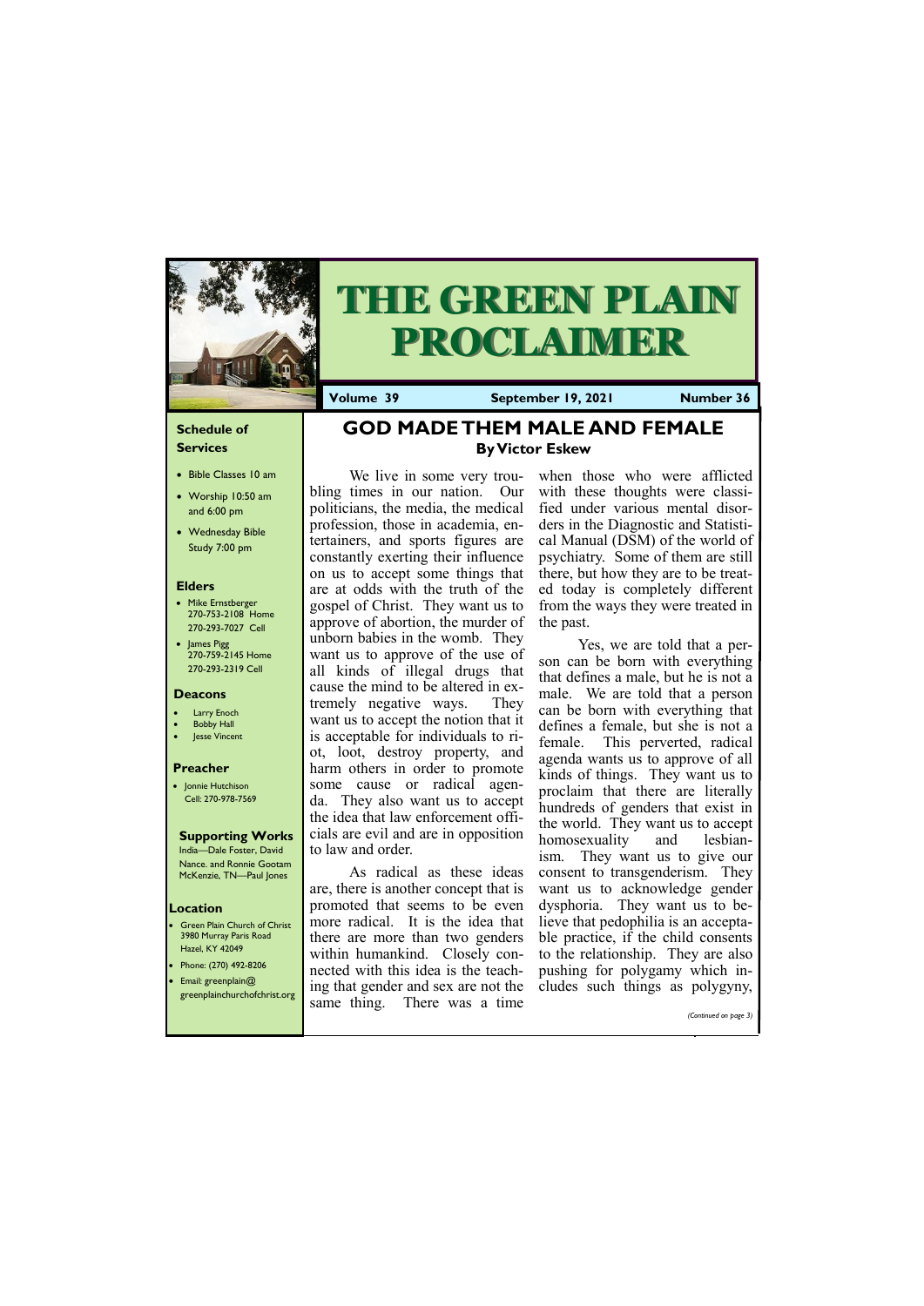# THE GREEN PLAIN PROCLAIMER

**Volume 39** | **September 19, 2021** | **Number 36**

### Schedule of Services

- Bible Classes 10 am
- Worship 10:50 am and 6:00 pm
- Wednesday Bible Study 7:00 pm

### Elders

- Mike Ernstberger 270-753-2108 Home 270-293-7027 Cell
- James Pigg 270-759-2145 Home 270-293-2319 Cell

### Deacons

- Larry Enoch
- Bobby Hall
- Jesse Vincent

### Preacher

- Jonnie Hutchison Cell: 270-978-7569

### Supporting Works

India—Dale Foster, David Nance. and Ronnie Gootam
McKenzie, TN—Paul Jones

### Location

- Green Plain Church of Christ 3980 Murray Paris Road Hazel, KY 42049
- Phone: (270) 492-8206
- Email: greenplain@greenplainchurchofchrist.org

## GOD MADE THEM MALE AND FEMALE

**By Victor Eskew**

We live in some very troubling times in our nation. Our politicians, the media, the medical profession, those in academia, entertainers, and sports figures are constantly exerting their influence on us to accept some things that are at odds with the truth of the gospel of Christ. They want us to approve of abortion, the murder of unborn babies in the womb. They want us to approve of the use of all kinds of illegal drugs that cause the mind to be altered in extremely negative ways. They want us to accept the notion that it is acceptable for individuals to riot, loot, destroy property, and harm others in order to promote some cause or radical agenda. They also want us to accept the idea that law enforcement officials are evil and are in opposition to law and order.

As radical as these ideas are, there is another concept that is promoted that seems to be even more radical. It is the idea that there are more than two genders within humankind. Closely connected with this idea is the teaching that gender and sex are not the same thing. There was a time when those who were afflicted with these thoughts were classified under various mental disorders in the Diagnostic and Statistical Manual (DSM) of the world of psychiatry. Some of them are still there, but how they are to be treated today is completely different from the ways they were treated in the past.

Yes, we are told that a person can be born with everything that defines a male, but he is not a male. We are told that a person can be born with everything that defines a female, but she is not a female. This perverted, radical agenda wants us to approve of all kinds of things. They want us to proclaim that there are literally hundreds of genders that exist in the world. They want us to accept homosexuality and lesbianism. They want us to give our consent to transgenderism. They want us to acknowledge gender dysphoria. They want us to believe that pedophilia is an acceptable practice, if the child consents to the relationship. They are also pushing for polygamy which includes such things as polygyny,

*(Continued on page 3)*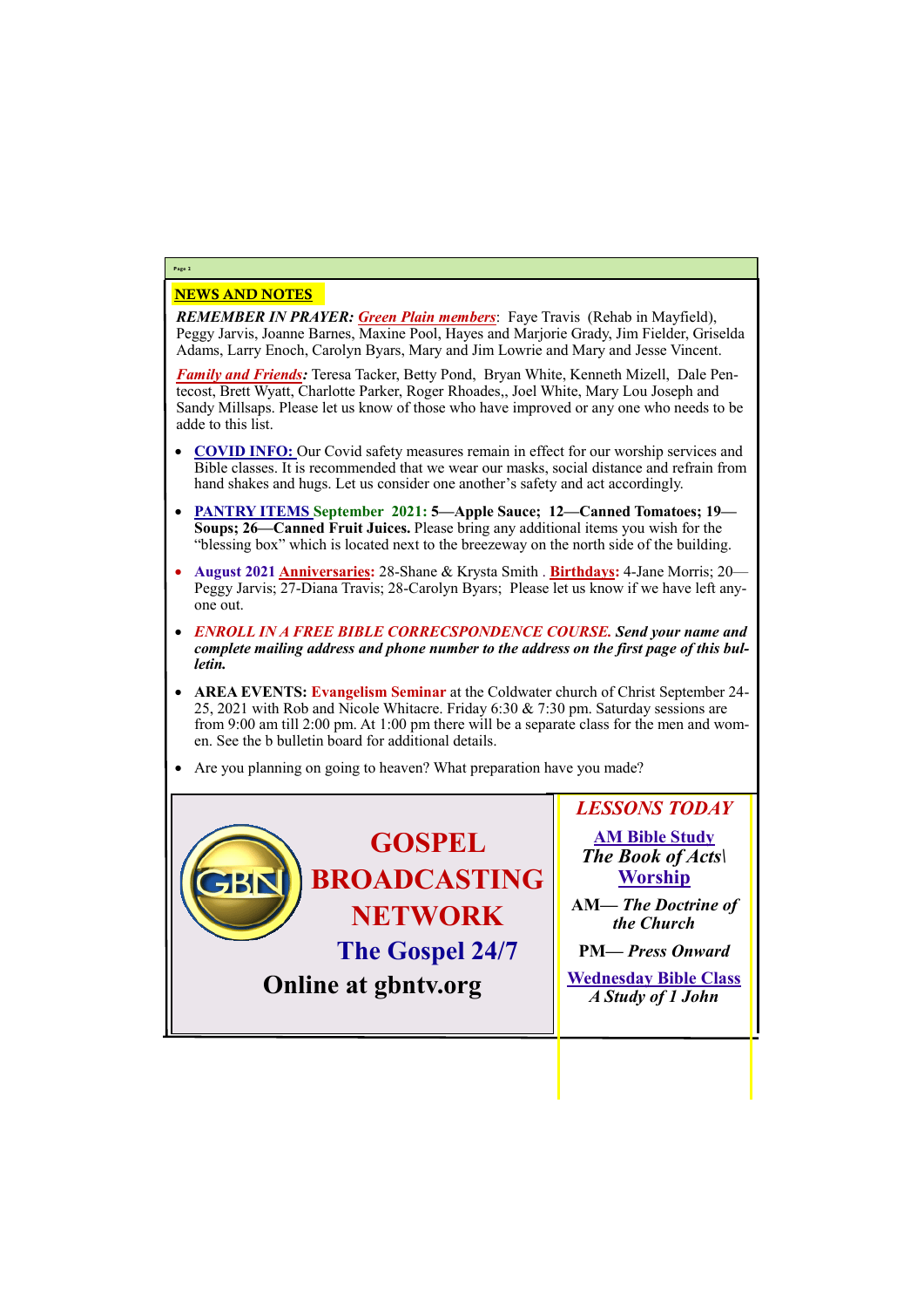## NEWS AND NOTES

***REMEMBER IN PRAYER:*** ***Green Plain members***: Faye Travis (Rehab in Mayfield), Peggy Jarvis, Joanne Barnes, Maxine Pool, Hayes and Marjorie Grady, Jim Fielder, Griselda Adams, Larry Enoch, Carolyn Byars, Mary and Jim Lowrie and Mary and Jesse Vincent.

***Family and Friends:*** Teresa Tacker, Betty Pond, Bryan White, Kenneth Mizell, Dale Pentecost, Brett Wyatt, Charlotte Parker, Roger Rhoades,, Joel White, Mary Lou Joseph and Sandy Millsaps. Please let us know of those who have improved or any one who needs to be adde to this list.

- **COVID INFO:** Our Covid safety measures remain in effect for our worship services and Bible classes. It is recommended that we wear our masks, social distance and refrain from hand shakes and hugs. Let us consider one another's safety and act accordingly.
- **PANTRY ITEMS September 2021: 5—Apple Sauce; 12—Canned Tomatoes; 19—Soups; 26—Canned Fruit Juices.** Please bring any additional items you wish for the "blessing box" which is located next to the breezeway on the north side of the building.
- **August 2021 Anniversaries:** 28-Shane & Krysta Smith . **Birthdays:** 4-Jane Morris; 20—Peggy Jarvis; 27-Diana Travis; 28-Carolyn Byars; Please let us know if we have left anyone out.
- ***ENROLL IN A FREE BIBLE CORRECSPONDENCE COURSE. Send your name and complete mailing address and phone number to the address on the first page of this bulletin.***
- **AREA EVENTS: Evangelism Seminar** at the Coldwater church of Christ September 24-25, 2021 with Rob and Nicole Whitacre. Friday 6:30 & 7:30 pm. Saturday sessions are from 9:00 am till 2:00 pm. At 1:00 pm there will be a separate class for the men and women. See the b bulletin board for additional details.
- Are you planning on going to heaven? What preparation have you made?

**GOSPEL BROADCASTING NETWORK**

**The Gospel 24/7**

**Online at gbntv.org**

### *LESSONS TODAY*

**AM Bible Study**
***The Book of Acts\***

**Worship**

**AM—** ***The Doctrine of the Church***

**PM—** ***Press Onward***

**Wednesday Bible Class**
***A Study of 1 John***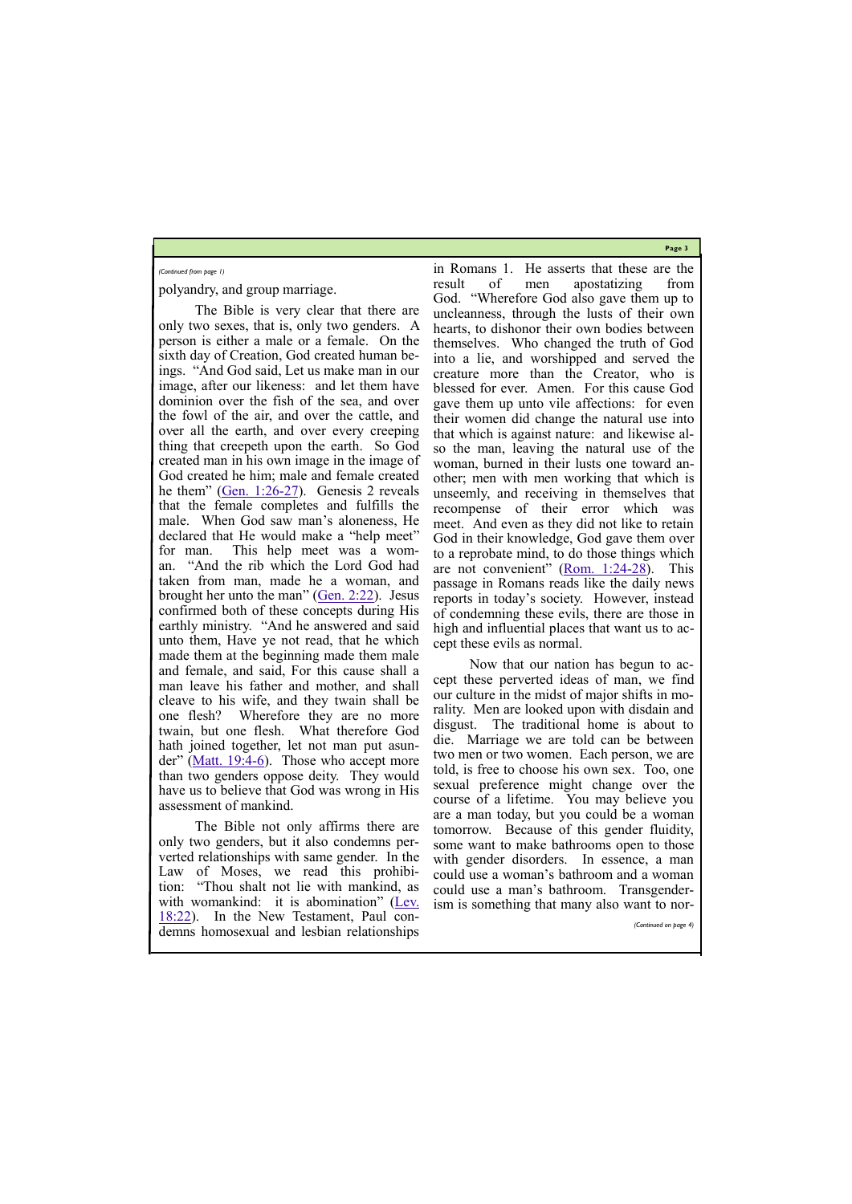*(Continued from page 1)*

polyandry, and group marriage.

The Bible is very clear that there are only two sexes, that is, only two genders. A person is either a male or a female. On the sixth day of Creation, God created human beings. "And God said, Let us make man in our image, after our likeness: and let them have dominion over the fish of the sea, and over the fowl of the air, and over the cattle, and over all the earth, and over every creeping thing that creepeth upon the earth. So God created man in his own image in the image of God created he him; male and female created he them" (Gen. 1:26-27). Genesis 2 reveals that the female completes and fulfills the male. When God saw man's aloneness, He declared that He would make a "help meet" for man. This help meet was a woman. "And the rib which the Lord God had taken from man, made he a woman, and brought her unto the man" (Gen. 2:22). Jesus confirmed both of these concepts during His earthly ministry. "And he answered and said unto them, Have ye not read, that he which made them at the beginning made them male and female, and said, For this cause shall a man leave his father and mother, and shall cleave to his wife, and they twain shall be one flesh? Wherefore they are no more twain, but one flesh. What therefore God hath joined together, let not man put asunder" (Matt. 19:4-6). Those who accept more than two genders oppose deity. They would have us to believe that God was wrong in His assessment of mankind.

The Bible not only affirms there are only two genders, but it also condemns perverted relationships with same gender. In the Law of Moses, we read this prohibition: "Thou shalt not lie with mankind, as with womankind: it is abomination" (Lev. 18:22). In the New Testament, Paul condemns homosexual and lesbian relationships in Romans 1. He asserts that these are the result of men apostatizing from God. "Wherefore God also gave them up to uncleanness, through the lusts of their own hearts, to dishonor their own bodies between themselves. Who changed the truth of God into a lie, and worshipped and served the creature more than the Creator, who is blessed for ever. Amen. For this cause God gave them up unto vile affections: for even their women did change the natural use into that which is against nature: and likewise also the man, leaving the natural use of the woman, burned in their lusts one toward another; men with men working that which is unseemly, and receiving in themselves that recompense of their error which was meet. And even as they did not like to retain God in their knowledge, God gave them over to a reprobate mind, to do those things which are not convenient" (Rom. 1:24-28). This passage in Romans reads like the daily news reports in today's society. However, instead of condemning these evils, there are those in high and influential places that want us to accept these evils as normal.

Now that our nation has begun to accept these perverted ideas of man, we find our culture in the midst of major shifts in morality. Men are looked upon with disdain and disgust. The traditional home is about to die. Marriage we are told can be between two men or two women. Each person, we are told, is free to choose his own sex. Too, one sexual preference might change over the course of a lifetime. You may believe you are a man today, but you could be a woman tomorrow. Because of this gender fluidity, some want to make bathrooms open to those with gender disorders. In essence, a man could use a woman's bathroom and a woman could use a man's bathroom. Transgenderism is something that many also want to nor-

*(Continued on page 4)*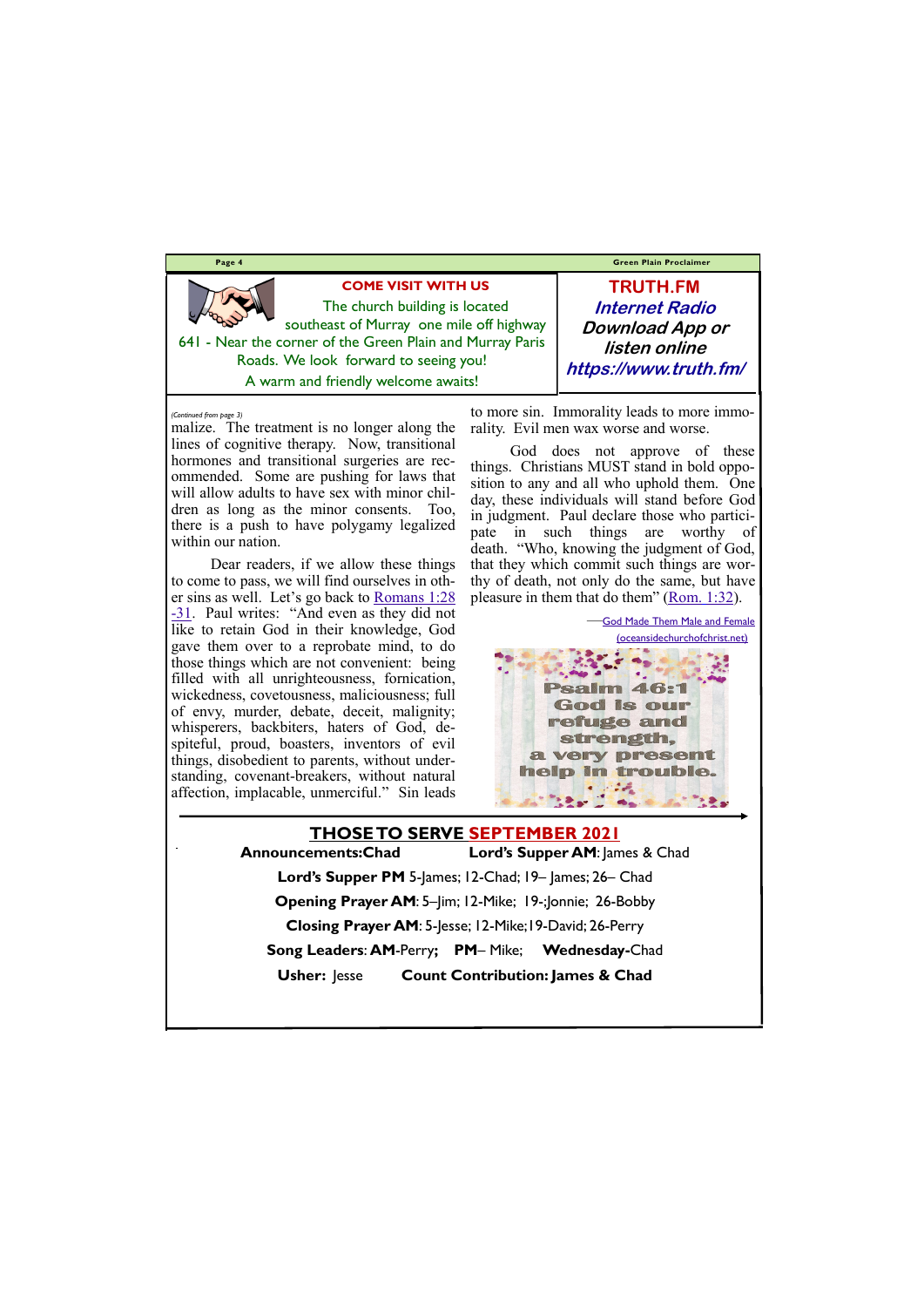## COME VISIT WITH US

The church building is located southeast of Murray one mile off highway 641 - Near the corner of the Green Plain and Murray Paris Roads. We look forward to seeing you!

A warm and friendly welcome awaits!

## TRUTH.FM

*Internet Radio*

*Download App or listen online*

*https://www.truth.fm/*

*(Continued from page 3)*

malize. The treatment is no longer along the lines of cognitive therapy. Now, transitional hormones and transitional surgeries are recommended. Some are pushing for laws that will allow adults to have sex with minor children as long as the minor consents. Too, there is a push to have polygamy legalized within our nation.

Dear readers, if we allow these things to come to pass, we will find ourselves in other sins as well. Let's go back to Romans 1:28-31. Paul writes: "And even as they did not like to retain God in their knowledge, God gave them over to a reprobate mind, to do those things which are not convenient: being filled with all unrighteousness, fornication, wickedness, covetousness, maliciousness; full of envy, murder, debate, deceit, malignity; whisperers, backbiters, haters of God, despiteful, proud, boasters, inventors of evil things, disobedient to parents, without understanding, covenant-breakers, without natural affection, implacable, unmerciful." Sin leads to more sin. Immorality leads to more immorality. Evil men wax worse and worse.

God does not approve of these things. Christians MUST stand in bold opposition to any and all who uphold them. One day, these individuals will stand before God in judgment. Paul declare those who participate in such things are worthy of death. "Who, knowing the judgment of God, that they which commit such things are worthy of death, not only do the same, but have pleasure in them that do them" (Rom. 1:32).

—God Made Them Male and Female (oceansidechurchofchrist.net)

Psalm 46:1 God is our refuge and strength, a very present help in trouble.

## THOSE TO SERVE SEPTEMBER 2021

**Announcements:** Chad  **Lord's Supper AM**: James & Chad

**Lord's Supper PM** 5-James; 12-Chad; 19– James; 26– Chad

**Opening Prayer AM**: 5–Jim; 12-Mike; 19-;Jonnie; 26-Bobby

**Closing Prayer AM**: 5-Jesse; 12-Mike; 19-David; 26-Perry

**Song Leaders**: **AM**-Perry; **PM**– Mike; **Wednesday**-Chad

**Usher:** Jesse  **Count Contribution: James & Chad**